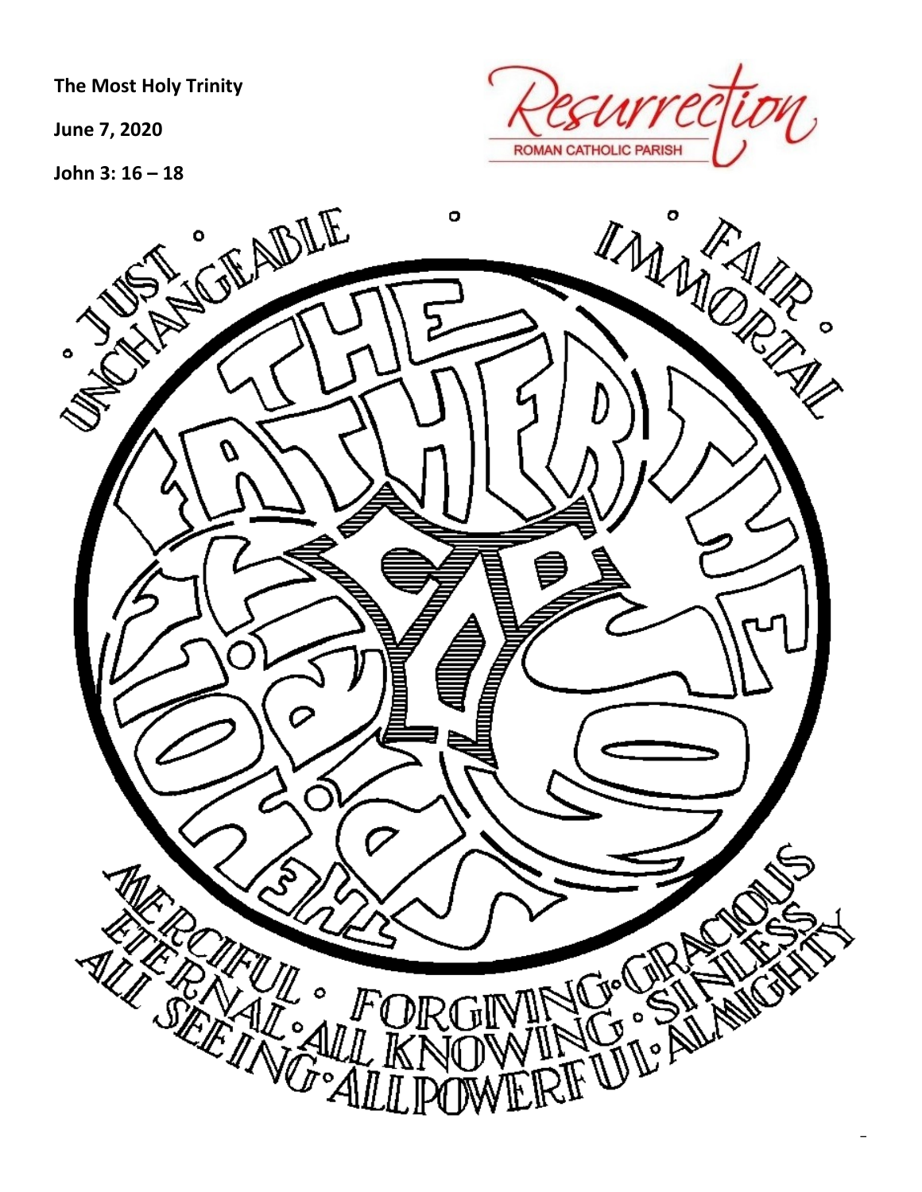**The Most Holy Trinity**

**June 7, 2020**

**John 3: 16 – 18**

Resurrection
ROMAN CATHOLIC PARISH

JUST • UNCHANGEABLE • FAIR • IMMORTAL

THE FATHER • THE SON • THE HOLY SPIRIT • GOD

MERCIFUL • FORGIVING • GRACIOUS
ETERNAL • ALL KNOWING • SINLESS
ALL SEEING • ALL POWERFUL • ALMIGHTY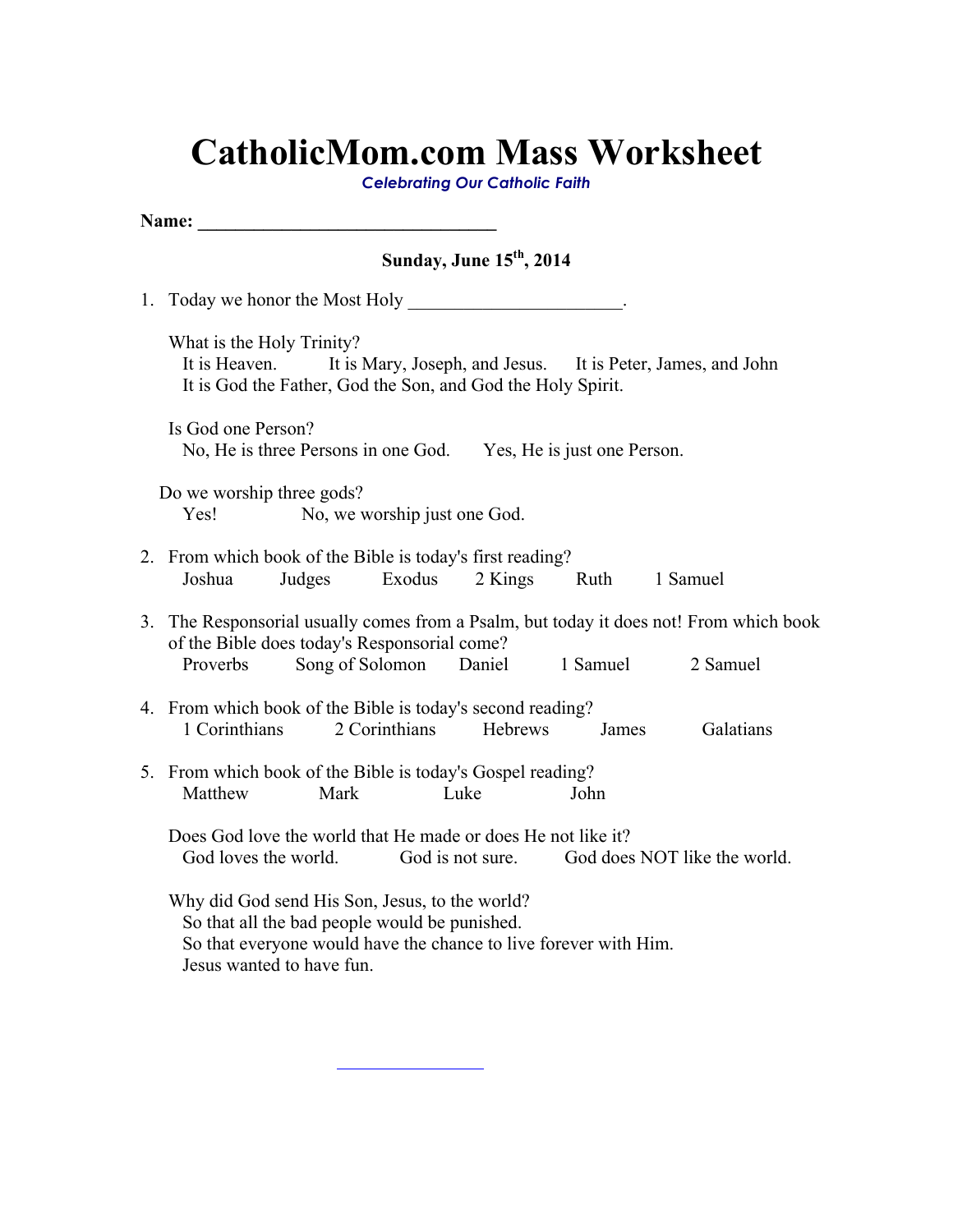# CatholicMom.com Mass Worksheet

*Celebrating Our Catholic Faith*

**Name: ________________________________**

**Sunday, June 15th, 2014**

1. Today we honor the Most Holy ______________________.

   What is the Holy Trinity?
   It is Heaven.     It is Mary, Joseph, and Jesus.     It is Peter, James, and John
   It is God the Father, God the Son, and God the Holy Spirit.

   Is God one Person?
   No, He is three Persons in one God.     Yes, He is just one Person.

   Do we worship three gods?
   Yes!     No, we worship just one God.

2. From which book of the Bible is today's first reading?
   Joshua     Judges     Exodus     2 Kings     Ruth     1 Samuel

3. The Responsorial usually comes from a Psalm, but today it does not! From which book of the Bible does today's Responsorial come?
   Proverbs     Song of Solomon     Daniel     1 Samuel     2 Samuel

4. From which book of the Bible is today's second reading?
   1 Corinthians     2 Corinthians     Hebrews     James     Galatians

5. From which book of the Bible is today's Gospel reading?
   Matthew     Mark     Luke     John

   Does God love the world that He made or does He not like it?
   God loves the world.     God is not sure.     God does NOT like the world.

   Why did God send His Son, Jesus, to the world?
   So that all the bad people would be punished.
   So that everyone would have the chance to live forever with Him.
   Jesus wanted to have fun.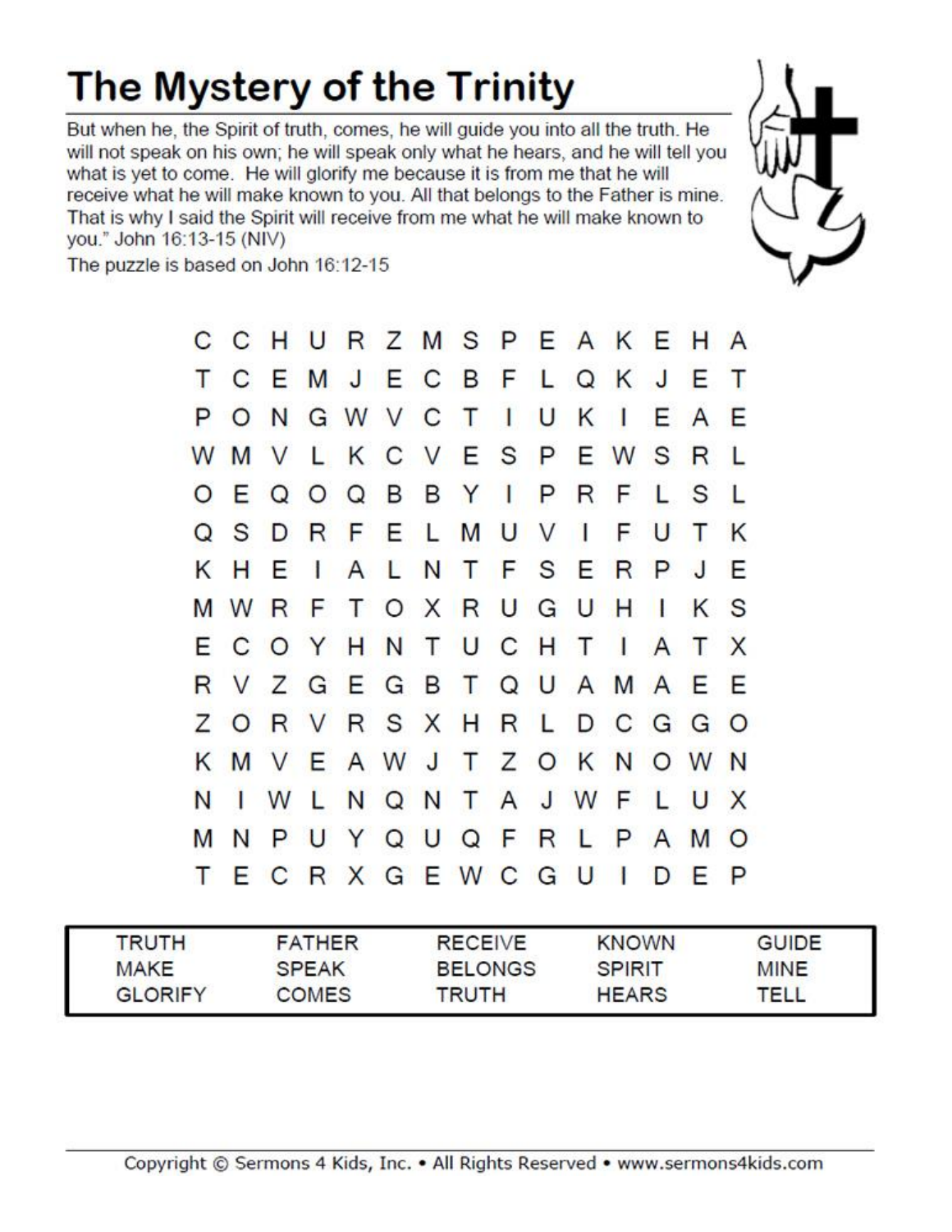# The Mystery of the Trinity

But when he, the Spirit of truth, comes, he will guide you into all the truth. He will not speak on his own; he will speak only what he hears, and he will tell you what is yet to come. He will glorify me because it is from me that he will receive what he will make known to you. All that belongs to the Father is mine. That is why I said the Spirit will receive from me what he will make known to you." John 16:13-15 (NIV)

The puzzle is based on John 16:12-15

```
C C H U R Z M S P E A K E H A
T C E M J E C B F L Q K J E T
P O N G W V C T I U K I E A E
W M V L K C V E S P E W S R L
O E Q O Q B B Y I P R F L S L
Q S D R F E L M U V I F U T K
K H E I A L N T F S E R P J E
M W R F T O X R U G U H I K S
E C O Y H N T U C H T I A T X
R V Z G E G B T Q U A M A E E
Z O R V R S X H R L D C G G O
K M V E A W J T Z O K N O W N
N I W L N Q N T A J W F L U X
M N P U Y Q U Q F R L P A M O
T E C R X G E W C G U I D E P
```

| | | | | |
|---|---|---|---|---|
| TRUTH | FATHER | RECEIVE | KNOWN | GUIDE |
| MAKE | SPEAK | BELONGS | SPIRIT | MINE |
| GLORIFY | COMES | TRUTH | HEARS | TELL |

Copyright © Sermons 4 Kids, Inc. • All Rights Reserved • www.sermons4kids.com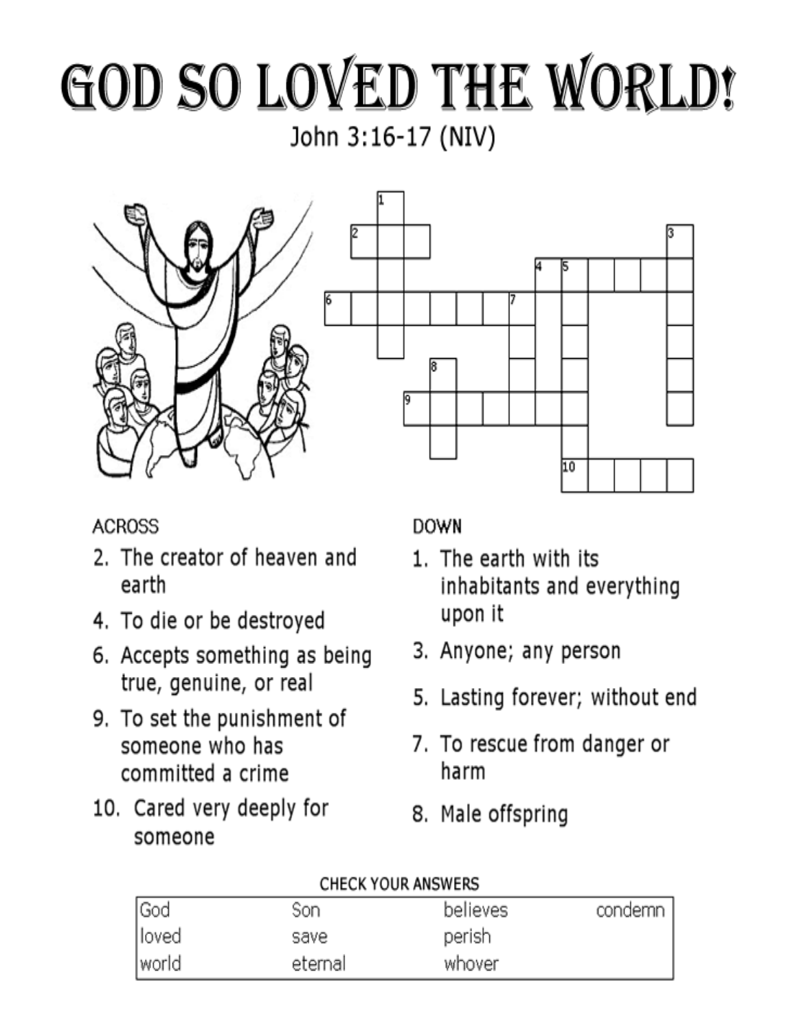# GOD SO LOVED THE WORLD!

John 3:16-17 (NIV)

ACROSS

2. The creator of heaven and earth
4. To die or be destroyed
6. Accepts something as being true, genuine, or real
9. To set the punishment of someone who has committed a crime
10. Cared very deeply for someone

DOWN

1. The earth with its inhabitants and everything upon it
3. Anyone; any person
5. Lasting forever; without end
7. To rescue from danger or harm
8. Male offspring

CHECK YOUR ANSWERS

| | | | |
|---|---|---|---|
| God | Son | believes | condemn |
| loved | save | perish | |
| world | eternal | whover | |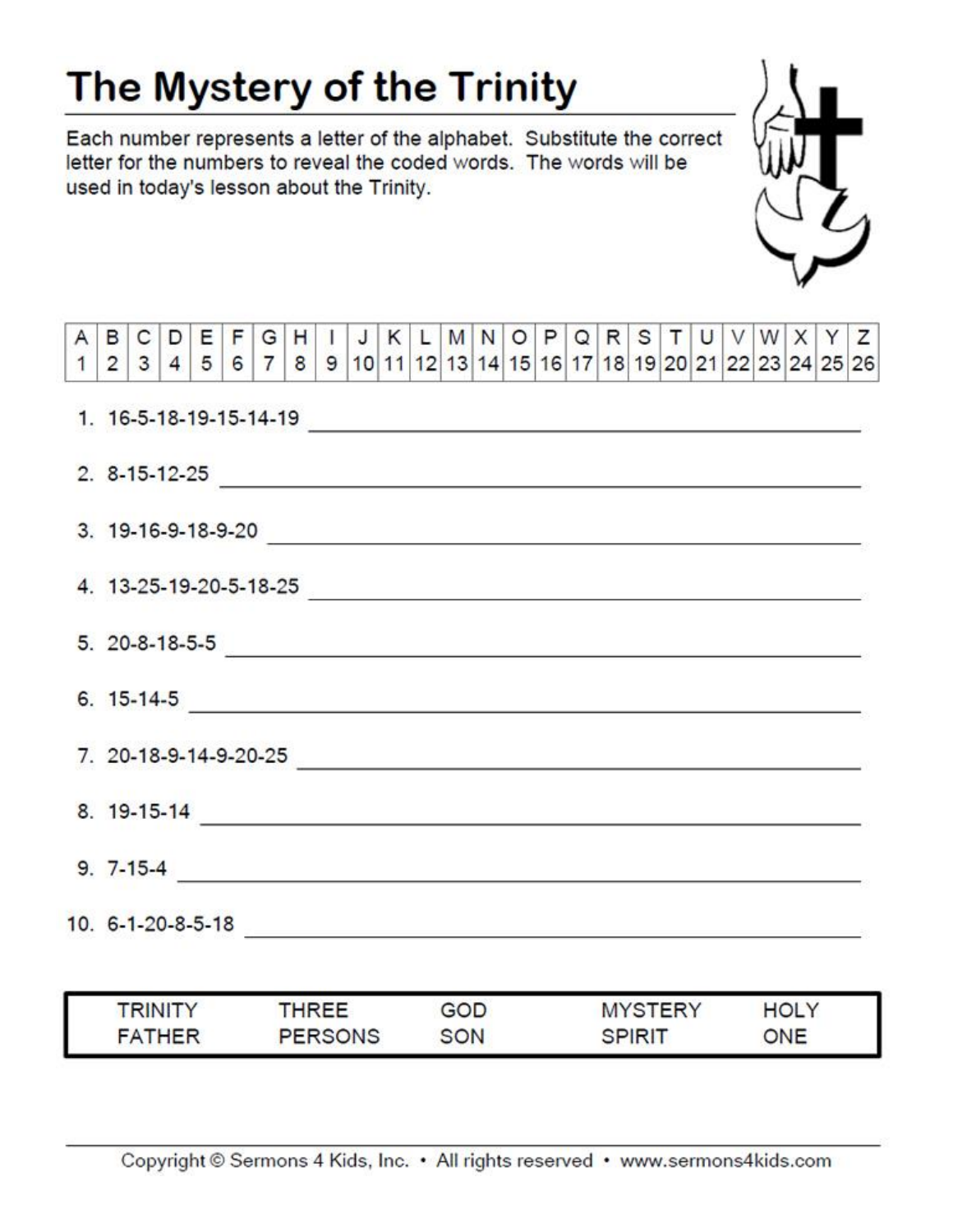# The Mystery of the Trinity

Each number represents a letter of the alphabet. Substitute the correct letter for the numbers to reveal the coded words. The words will be used in today's lesson about the Trinity.

| A | B | C | D | E | F | G | H | I | J | K | L | M | N | O | P | Q | R | S | T | U | V | W | X | Y | Z |
|---|---|---|---|---|---|---|---|---|---|---|---|---|---|---|---|---|---|---|---|---|---|---|---|---|---|
| 1 | 2 | 3 | 4 | 5 | 6 | 7 | 8 | 9 | 10 | 11 | 12 | 13 | 14 | 15 | 16 | 17 | 18 | 19 | 20 | 21 | 22 | 23 | 24 | 25 | 26 |

1. 16-5-18-19-15-14-19 ______________________________
2. 8-15-12-25 ______________________________
3. 19-16-9-18-9-20 ______________________________
4. 13-25-19-20-5-18-25 ______________________________
5. 20-8-18-5-5 ______________________________
6. 15-14-5 ______________________________
7. 20-18-9-14-9-20-25 ______________________________
8. 19-15-14 ______________________________
9. 7-15-4 ______________________________
10. 6-1-20-8-5-18 ______________________________

| | | | | |
|---|---|---|---|---|
| TRINITY | THREE | GOD | MYSTERY | HOLY |
| FATHER | PERSONS | SON | SPIRIT | ONE |

Copyright © Sermons 4 Kids, Inc. • All rights reserved • www.sermons4kids.com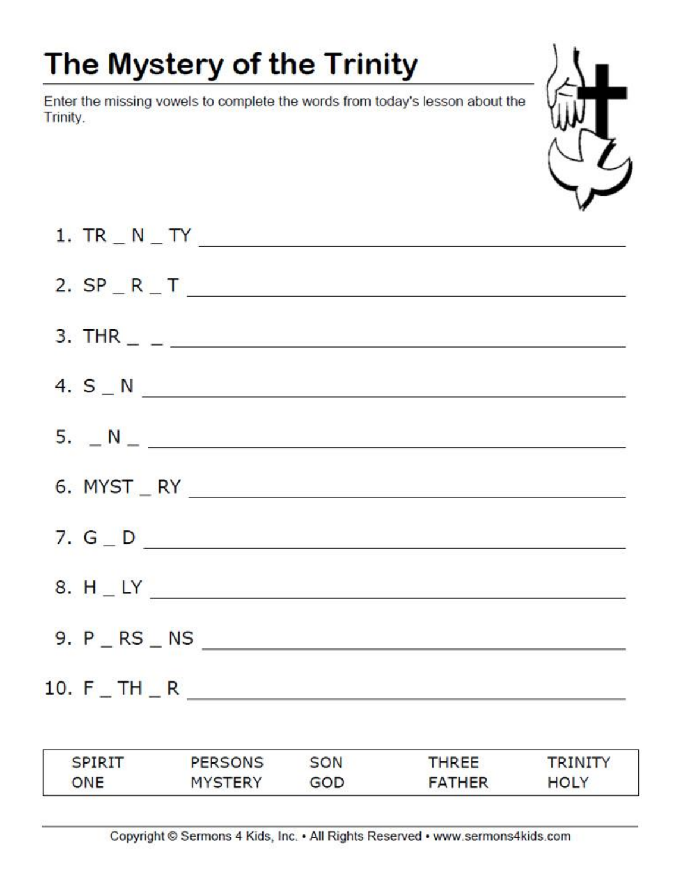# The Mystery of the Trinity

Enter the missing vowels to complete the words from today's lesson about the Trinity.

1. TR _ N _ TY ______________________
2. SP _ R _ T ______________________
3. THR _ _ ______________________
4. S _ N ______________________
5. _ N _ ______________________
6. MYST _ RY ______________________
7. G _ D ______________________
8. H _ LY ______________________
9. P _ RS _ NS ______________________
10. F _ TH _ R ______________________

| SPIRIT | PERSONS | SON | THREE | TRINITY |
|---|---|---|---|---|
| ONE | MYSTERY | GOD | FATHER | HOLY |

Copyright © Sermons 4 Kids, Inc. • All Rights Reserved • www.sermons4kids.com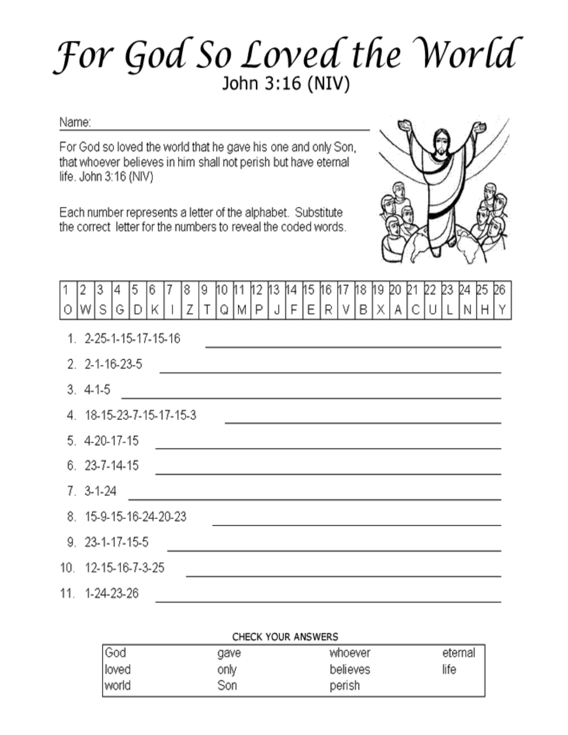# For God So Loved the World

John 3:16 (NIV)

Name: ______________________________

For God so loved the world that he gave his one and only Son, that whoever believes in him shall not perish but have eternal life. John 3:16 (NIV)

Each number represents a letter of the alphabet. Substitute the correct letter for the numbers to reveal the coded words.

| 1 | 2 | 3 | 4 | 5 | 6 | 7 | 8 | 9 | 10 | 11 | 12 | 13 | 14 | 15 | 16 | 17 | 18 | 19 | 20 | 21 | 22 | 23 | 24 | 25 | 26 |
|---|---|---|---|---|---|---|---|---|---|---|---|---|---|---|---|---|---|---|---|---|---|---|---|---|---|
| O | W | S | G | D | K | I | Z | T | Q | M | P | J | F | E | R | V | B | X | A | C | U | L | N | H | Y |

1. 2-25-1-15-17-15-16 ______________________________
2. 2-1-16-23-5 ______________________________
3. 4-1-5 ______________________________
4. 18-15-23-7-15-17-15-3 ______________________________
5. 4-20-17-15 ______________________________
6. 23-7-14-15 ______________________________
7. 3-1-24 ______________________________
8. 15-9-15-16-24-20-23 ______________________________
9. 23-1-17-15-5 ______________________________
10. 12-15-16-7-3-25 ______________________________
11. 1-24-23-26 ______________________________

CHECK YOUR ANSWERS

| | | | |
|---|---|---|---|
| God | gave | whoever | eternal |
| loved | only | believes | life |
| world | Son | perish | |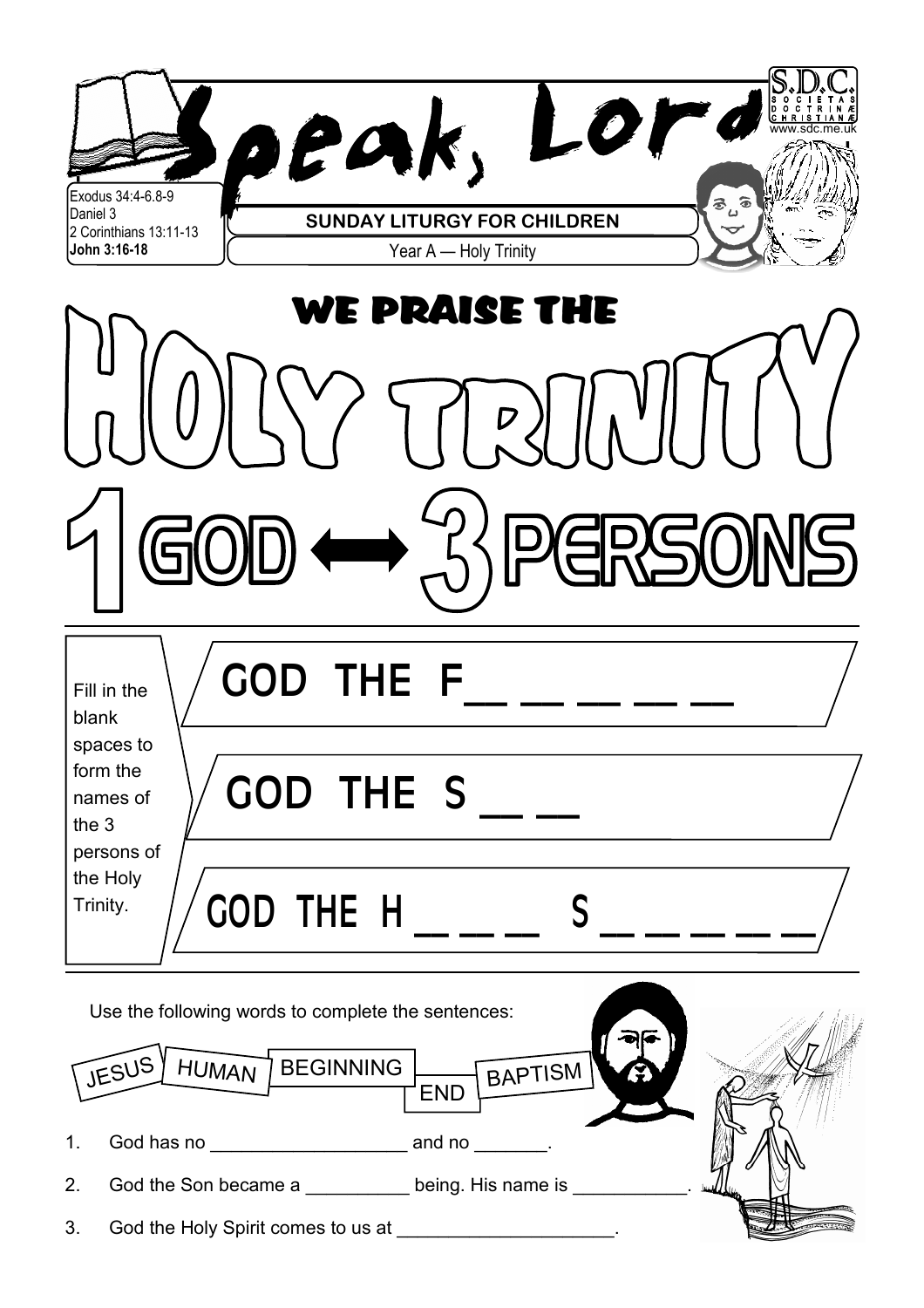# Speak, Lord

S.D.C.
SOCIETAS DOCTRINÆ CHRISTIANÆ
www.sdc.me.uk

Exodus 34:4-6.8-9
Daniel 3
2 Corinthians 13:11-13
**John 3:16-18**

**SUNDAY LITURGY FOR CHILDREN**

Year A — Holy Trinity

## WE PRAISE THE HOLY TRINITY

## 1 GOD ⟷ 3 PERSONS

Fill in the blank spaces to form the names of the 3 persons of the Holy Trinity.

GOD THE F__ __ __ __ __

GOD THE S __ __

GOD THE H __ __ __ S __ __ __ __ __

Use the following words to complete the sentences:

JESUS | HUMAN | BEGINNING | END | BAPTISM

1. God has no ___________________ and no _______.
2. God the Son became a __________ being. His name is ___________.
3. God the Holy Spirit comes to us at _____________________.